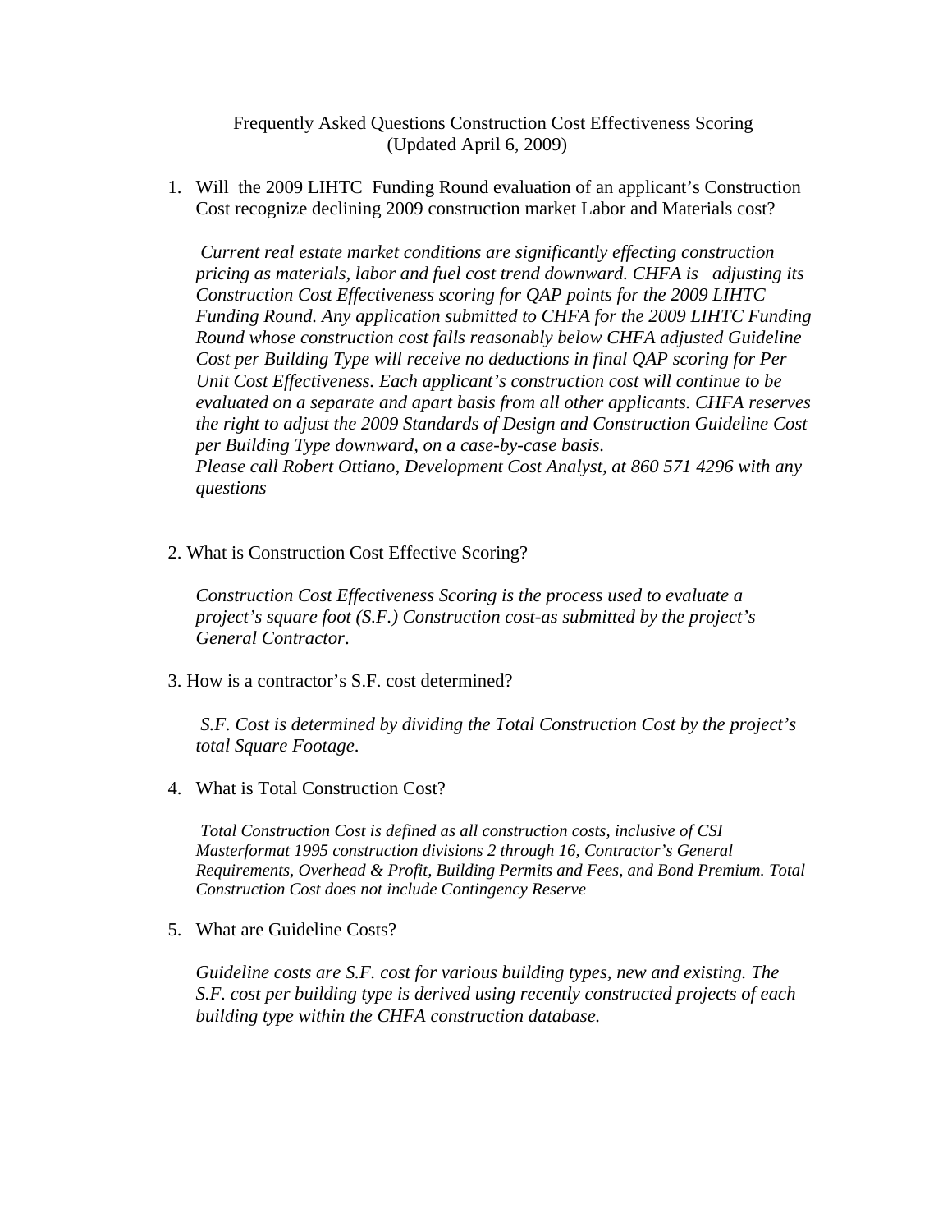# Frequently Asked Questions Construction Cost Effectiveness Scoring
(Updated April 6, 2009)

1. Will the 2009 LIHTC Funding Round evaluation of an applicant's Construction Cost recognize declining 2009 construction market Labor and Materials cost?

   *Current real estate market conditions are significantly effecting construction pricing as materials, labor and fuel cost trend downward. CHFA is adjusting its Construction Cost Effectiveness scoring for QAP points for the 2009 LIHTC Funding Round. Any application submitted to CHFA for the 2009 LIHTC Funding Round whose construction cost falls reasonably below CHFA adjusted Guideline Cost per Building Type will receive no deductions in final QAP scoring for Per Unit Cost Effectiveness. Each applicant's construction cost will continue to be evaluated on a separate and apart basis from all other applicants. CHFA reserves the right to adjust the 2009 Standards of Design and Construction Guideline Cost per Building Type downward, on a case-by-case basis.*
   *Please call Robert Ottiano, Development Cost Analyst, at 860 571 4296 with any questions*

2. What is Construction Cost Effective Scoring?

   *Construction Cost Effectiveness Scoring is the process used to evaluate a project's square foot (S.F.) Construction cost-as submitted by the project's General Contractor.*

3. How is a contractor's S.F. cost determined?

   *S.F. Cost is determined by dividing the Total Construction Cost by the project's total Square Footage.*

4. What is Total Construction Cost?

   *Total Construction Cost is defined as all construction costs, inclusive of CSI Masterformat 1995 construction divisions 2 through 16, Contractor's General Requirements, Overhead & Profit, Building Permits and Fees, and Bond Premium. Total Construction Cost does not include Contingency Reserve*

5. What are Guideline Costs?

   *Guideline costs are S.F. cost for various building types, new and existing. The S.F. cost per building type is derived using recently constructed projects of each building type within the CHFA construction database.*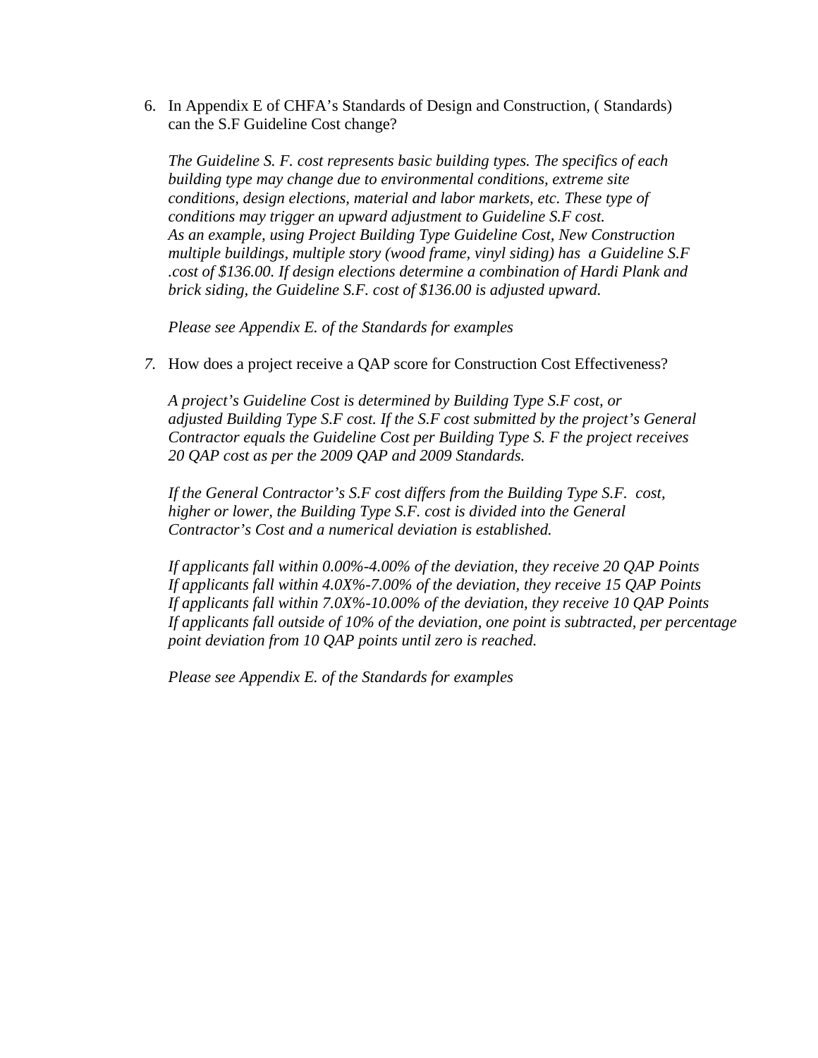6. In Appendix E of CHFA's Standards of Design and Construction, ( Standards) can the S.F Guideline Cost change?

   *The Guideline S. F. cost represents basic building types. The specifics of each building type may change due to environmental conditions, extreme site conditions, design elections, material and labor markets, etc. These type of conditions may trigger an upward adjustment to Guideline S.F cost.*
   *As an example, using Project Building Type Guideline Cost, New Construction multiple buildings, multiple story (wood frame, vinyl siding) has a Guideline S.F .cost of $136.00. If design elections determine a combination of Hardi Plank and brick siding, the Guideline S.F. cost of $136.00 is adjusted upward.*

   *Please see Appendix E. of the Standards for examples*

7. How does a project receive a QAP score for Construction Cost Effectiveness?

   *A project's Guideline Cost is determined by Building Type S.F cost, or adjusted Building Type S.F cost. If the S.F cost submitted by the project's General Contractor equals the Guideline Cost per Building Type S. F the project receives 20 QAP cost as per the 2009 QAP and 2009 Standards.*

   *If the General Contractor's S.F cost differs from the Building Type S.F. cost, higher or lower, the Building Type S.F. cost is divided into the General Contractor's Cost and a numerical deviation is established.*

   *If applicants fall within 0.00%-4.00% of the deviation, they receive 20 QAP Points*
   *If applicants fall within 4.0X%-7.00% of the deviation, they receive 15 QAP Points*
   *If applicants fall within 7.0X%-10.00% of the deviation, they receive 10 QAP Points*
   *If applicants fall outside of 10% of the deviation, one point is subtracted, per percentage point deviation from 10 QAP points until zero is reached.*

   *Please see Appendix E. of the Standards for examples*